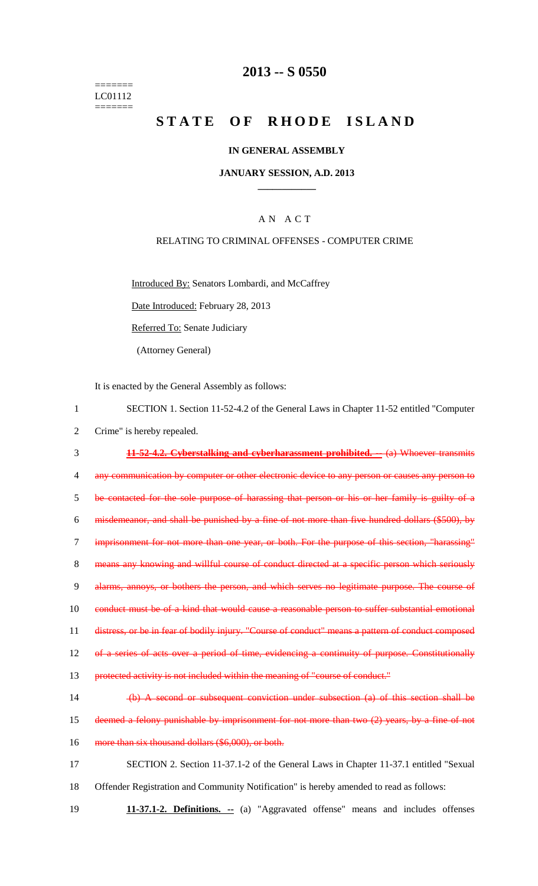=======
LC01112
=======

# 2013 -- S 0550

# STATE OF RHODE ISLAND

## IN GENERAL ASSEMBLY

## JANUARY SESSION, A.D. 2013

### AN ACT

RELATING TO CRIMINAL OFFENSES - COMPUTER CRIME

Introduced By: Senators Lombardi, and McCaffrey

Date Introduced: February 28, 2013

Referred To: Senate Judiciary

(Attorney General)

It is enacted by the General Assembly as follows:

1 SECTION 1. Section 11-52-4.2 of the General Laws in Chapter 11-52 entitled "Computer
2 Crime" is hereby repealed.

3 ~~**11-52-4.2. Cyberstalking and cyberharassment prohibited. --** (a) Whoever transmits~~
4 ~~any communication by computer or other electronic device to any person or causes any person to~~
5 ~~be contacted for the sole purpose of harassing that person or his or her family is guilty of a~~
6 ~~misdemeanor, and shall be punished by a fine of not more than five hundred dollars ($500), by~~
7 ~~imprisonment for not more than one year, or both. For the purpose of this section, "harassing"~~
8 ~~means any knowing and willful course of conduct directed at a specific person which seriously~~
9 ~~alarms, annoys, or bothers the person, and which serves no legitimate purpose. The course of~~
10 ~~conduct must be of a kind that would cause a reasonable person to suffer substantial emotional~~
11 ~~distress, or be in fear of bodily injury. "Course of conduct" means a pattern of conduct composed~~
12 ~~of a series of acts over a period of time, evidencing a continuity of purpose. Constitutionally~~
13 ~~protected activity is not included within the meaning of "course of conduct."~~

14 ~~(b) A second or subsequent conviction under subsection (a) of this section shall be~~
15 ~~deemed a felony punishable by imprisonment for not more than two (2) years, by a fine of not~~
16 ~~more than six thousand dollars ($6,000), or both.~~

17 SECTION 2. Section 11-37.1-2 of the General Laws in Chapter 11-37.1 entitled "Sexual
18 Offender Registration and Community Notification" is hereby amended to read as follows:

19 **11-37.1-2. Definitions. --** (a) "Aggravated offense" means and includes offenses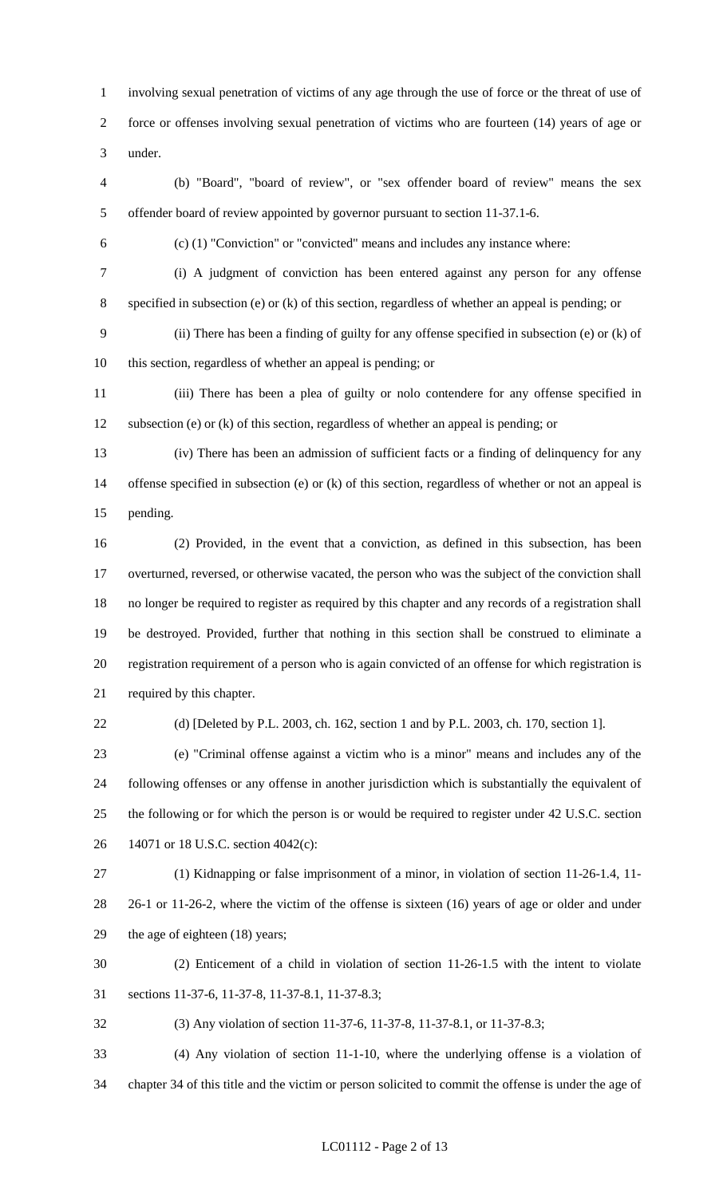involving sexual penetration of victims of any age through the use of force or the threat of use of force or offenses involving sexual penetration of victims who are fourteen (14) years of age or under.

(b) "Board", "board of review", or "sex offender board of review" means the sex offender board of review appointed by governor pursuant to section 11-37.1-6.

(c) (1) "Conviction" or "convicted" means and includes any instance where:

(i) A judgment of conviction has been entered against any person for any offense specified in subsection (e) or (k) of this section, regardless of whether an appeal is pending; or

(ii) There has been a finding of guilty for any offense specified in subsection (e) or (k) of this section, regardless of whether an appeal is pending; or

(iii) There has been a plea of guilty or nolo contendere for any offense specified in subsection (e) or (k) of this section, regardless of whether an appeal is pending; or

(iv) There has been an admission of sufficient facts or a finding of delinquency for any offense specified in subsection (e) or (k) of this section, regardless of whether or not an appeal is pending.

(2) Provided, in the event that a conviction, as defined in this subsection, has been overturned, reversed, or otherwise vacated, the person who was the subject of the conviction shall no longer be required to register as required by this chapter and any records of a registration shall be destroyed. Provided, further that nothing in this section shall be construed to eliminate a registration requirement of a person who is again convicted of an offense for which registration is required by this chapter.

(d) [Deleted by P.L. 2003, ch. 162, section 1 and by P.L. 2003, ch. 170, section 1].

(e) "Criminal offense against a victim who is a minor" means and includes any of the following offenses or any offense in another jurisdiction which is substantially the equivalent of the following or for which the person is or would be required to register under 42 U.S.C. section 14071 or 18 U.S.C. section 4042(c):

(1) Kidnapping or false imprisonment of a minor, in violation of section 11-26-1.4, 11-26-1 or 11-26-2, where the victim of the offense is sixteen (16) years of age or older and under the age of eighteen (18) years;

(2) Enticement of a child in violation of section 11-26-1.5 with the intent to violate sections 11-37-6, 11-37-8, 11-37-8.1, 11-37-8.3;

(3) Any violation of section 11-37-6, 11-37-8, 11-37-8.1, or 11-37-8.3;

(4) Any violation of section 11-1-10, where the underlying offense is a violation of chapter 34 of this title and the victim or person solicited to commit the offense is under the age of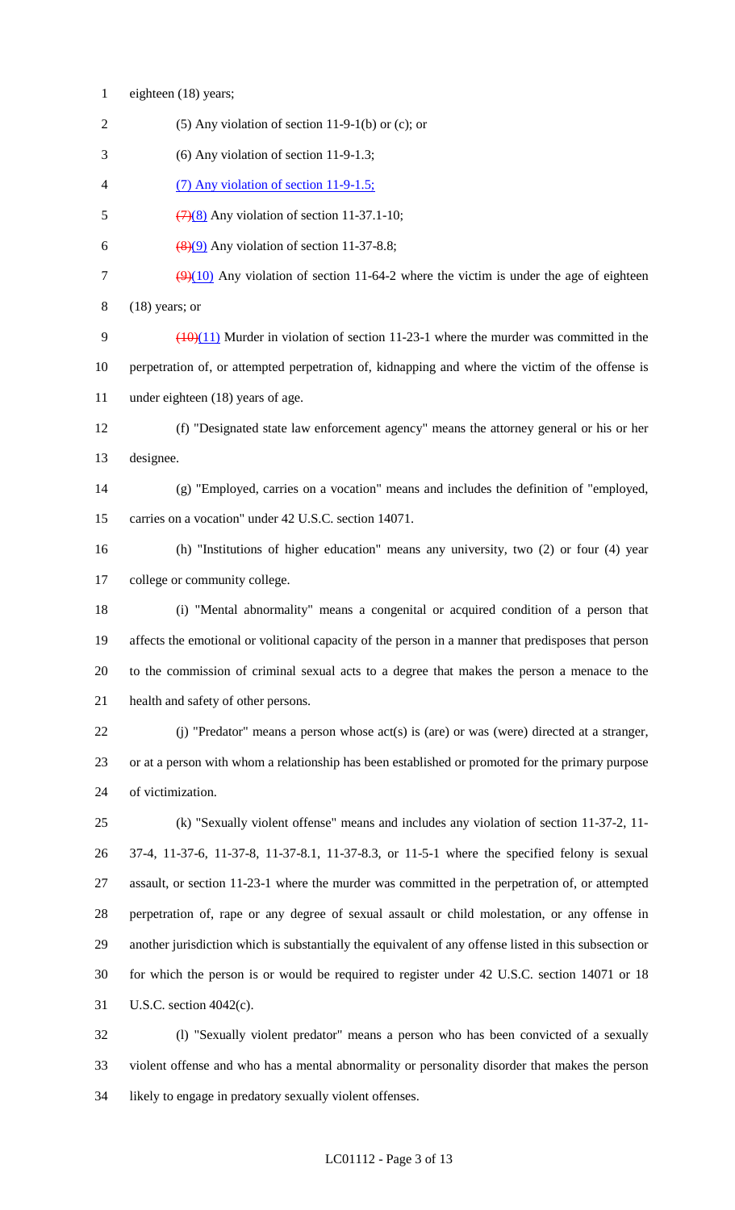eighteen (18) years;

(5) Any violation of section 11-9-1(b) or (c); or

(6) Any violation of section 11-9-1.3;

(7) Any violation of section 11-9-1.5;

~~(7)~~(8) Any violation of section 11-37.1-10;

~~(8)~~(9) Any violation of section 11-37-8.8;

~~(9)~~(10) Any violation of section 11-64-2 where the victim is under the age of eighteen (18) years; or

~~(10)~~(11) Murder in violation of section 11-23-1 where the murder was committed in the perpetration of, or attempted perpetration of, kidnapping and where the victim of the offense is under eighteen (18) years of age.

(f) "Designated state law enforcement agency" means the attorney general or his or her designee.

(g) "Employed, carries on a vocation" means and includes the definition of "employed, carries on a vocation" under 42 U.S.C. section 14071.

(h) "Institutions of higher education" means any university, two (2) or four (4) year college or community college.

(i) "Mental abnormality" means a congenital or acquired condition of a person that affects the emotional or volitional capacity of the person in a manner that predisposes that person to the commission of criminal sexual acts to a degree that makes the person a menace to the health and safety of other persons.

(j) "Predator" means a person whose act(s) is (are) or was (were) directed at a stranger, or at a person with whom a relationship has been established or promoted for the primary purpose of victimization.

(k) "Sexually violent offense" means and includes any violation of section 11-37-2, 11-37-4, 11-37-6, 11-37-8, 11-37-8.1, 11-37-8.3, or 11-5-1 where the specified felony is sexual assault, or section 11-23-1 where the murder was committed in the perpetration of, or attempted perpetration of, rape or any degree of sexual assault or child molestation, or any offense in another jurisdiction which is substantially the equivalent of any offense listed in this subsection or for which the person is or would be required to register under 42 U.S.C. section 14071 or 18 U.S.C. section 4042(c).

(l) "Sexually violent predator" means a person who has been convicted of a sexually violent offense and who has a mental abnormality or personality disorder that makes the person likely to engage in predatory sexually violent offenses.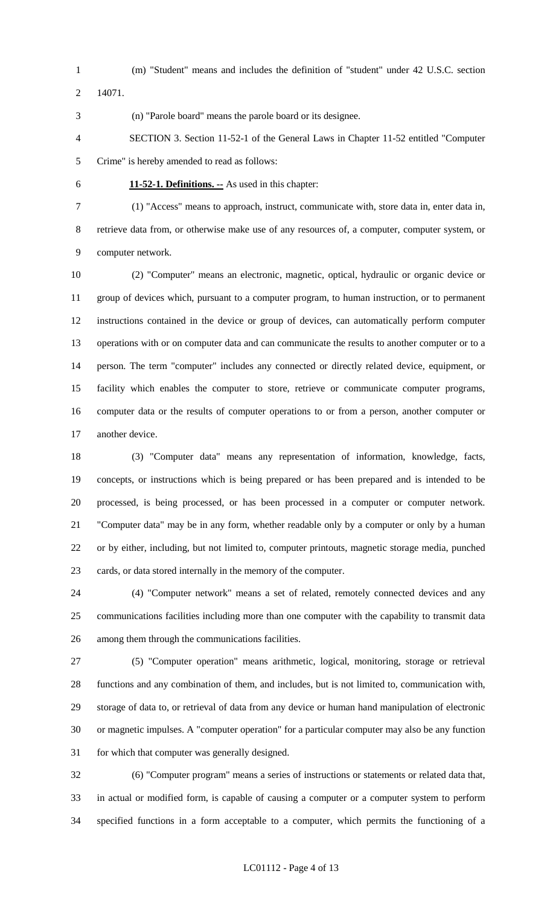(m) "Student" means and includes the definition of "student" under 42 U.S.C. section 14071.

(n) "Parole board" means the parole board or its designee.

SECTION 3. Section 11-52-1 of the General Laws in Chapter 11-52 entitled "Computer Crime" is hereby amended to read as follows:

**11-52-1. Definitions. --** As used in this chapter:

(1) "Access" means to approach, instruct, communicate with, store data in, enter data in, retrieve data from, or otherwise make use of any resources of, a computer, computer system, or computer network.

(2) "Computer" means an electronic, magnetic, optical, hydraulic or organic device or group of devices which, pursuant to a computer program, to human instruction, or to permanent instructions contained in the device or group of devices, can automatically perform computer operations with or on computer data and can communicate the results to another computer or to a person. The term "computer" includes any connected or directly related device, equipment, or facility which enables the computer to store, retrieve or communicate computer programs, computer data or the results of computer operations to or from a person, another computer or another device.

(3) "Computer data" means any representation of information, knowledge, facts, concepts, or instructions which is being prepared or has been prepared and is intended to be processed, is being processed, or has been processed in a computer or computer network. "Computer data" may be in any form, whether readable only by a computer or only by a human or by either, including, but not limited to, computer printouts, magnetic storage media, punched cards, or data stored internally in the memory of the computer.

(4) "Computer network" means a set of related, remotely connected devices and any communications facilities including more than one computer with the capability to transmit data among them through the communications facilities.

(5) "Computer operation" means arithmetic, logical, monitoring, storage or retrieval functions and any combination of them, and includes, but is not limited to, communication with, storage of data to, or retrieval of data from any device or human hand manipulation of electronic or magnetic impulses. A "computer operation" for a particular computer may also be any function for which that computer was generally designed.

(6) "Computer program" means a series of instructions or statements or related data that, in actual or modified form, is capable of causing a computer or a computer system to perform specified functions in a form acceptable to a computer, which permits the functioning of a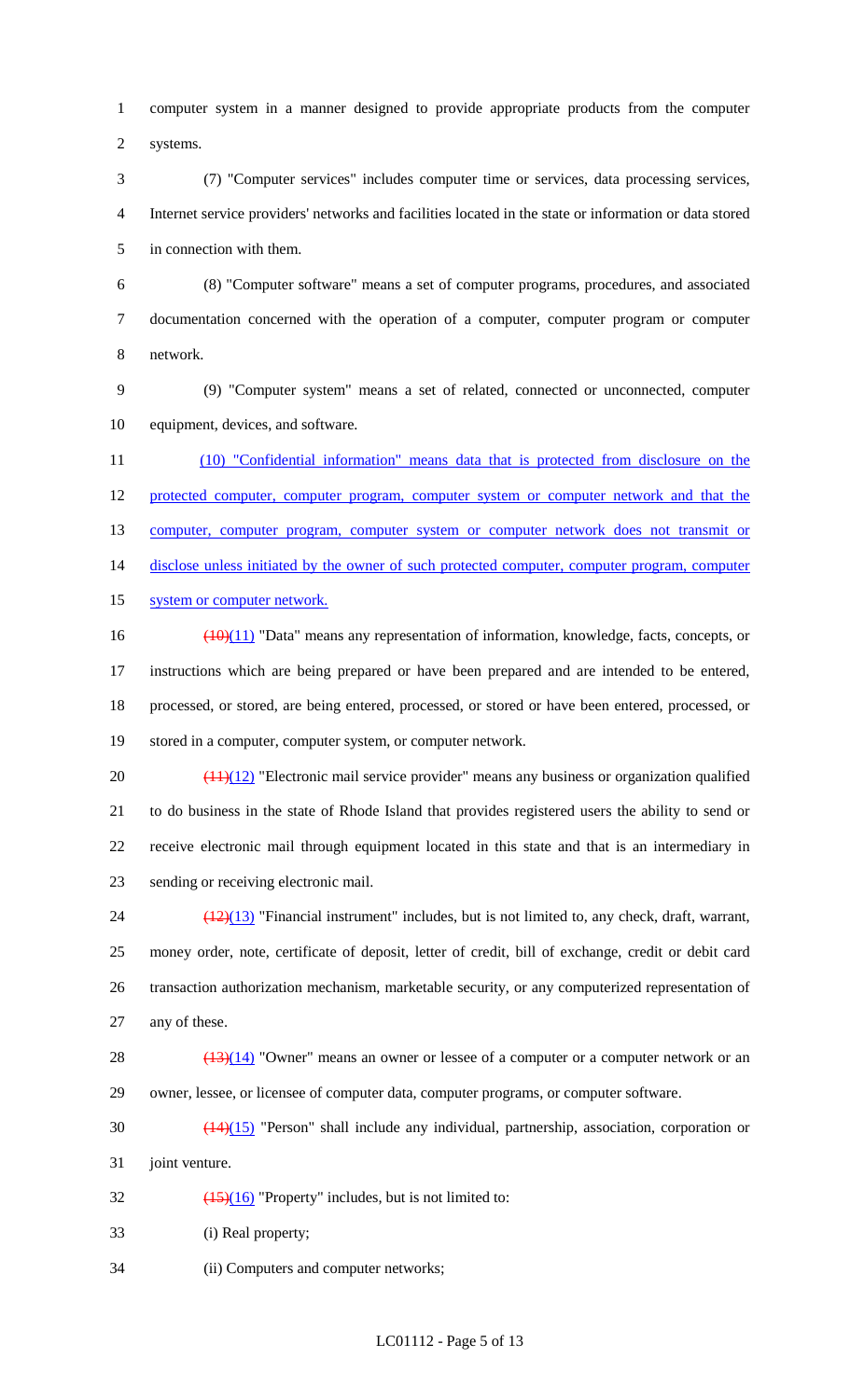computer system in a manner designed to provide appropriate products from the computer systems.

(7) "Computer services" includes computer time or services, data processing services, Internet service providers' networks and facilities located in the state or information or data stored in connection with them.

(8) "Computer software" means a set of computer programs, procedures, and associated documentation concerned with the operation of a computer, computer program or computer network.

(9) "Computer system" means a set of related, connected or unconnected, computer equipment, devices, and software.

(10) "Confidential information" means data that is protected from disclosure on the protected computer, computer program, computer system or computer network and that the computer, computer program, computer system or computer network does not transmit or disclose unless initiated by the owner of such protected computer, computer program, computer system or computer network.

~~(10)~~(11) "Data" means any representation of information, knowledge, facts, concepts, or instructions which are being prepared or have been prepared and are intended to be entered, processed, or stored, are being entered, processed, or stored or have been entered, processed, or stored in a computer, computer system, or computer network.

~~(11)~~(12) "Electronic mail service provider" means any business or organization qualified to do business in the state of Rhode Island that provides registered users the ability to send or receive electronic mail through equipment located in this state and that is an intermediary in sending or receiving electronic mail.

~~(12)~~(13) "Financial instrument" includes, but is not limited to, any check, draft, warrant, money order, note, certificate of deposit, letter of credit, bill of exchange, credit or debit card transaction authorization mechanism, marketable security, or any computerized representation of any of these.

~~(13)~~(14) "Owner" means an owner or lessee of a computer or a computer network or an owner, lessee, or licensee of computer data, computer programs, or computer software.

~~(14)~~(15) "Person" shall include any individual, partnership, association, corporation or joint venture.

~~(15)~~(16) "Property" includes, but is not limited to:

(i) Real property;

(ii) Computers and computer networks;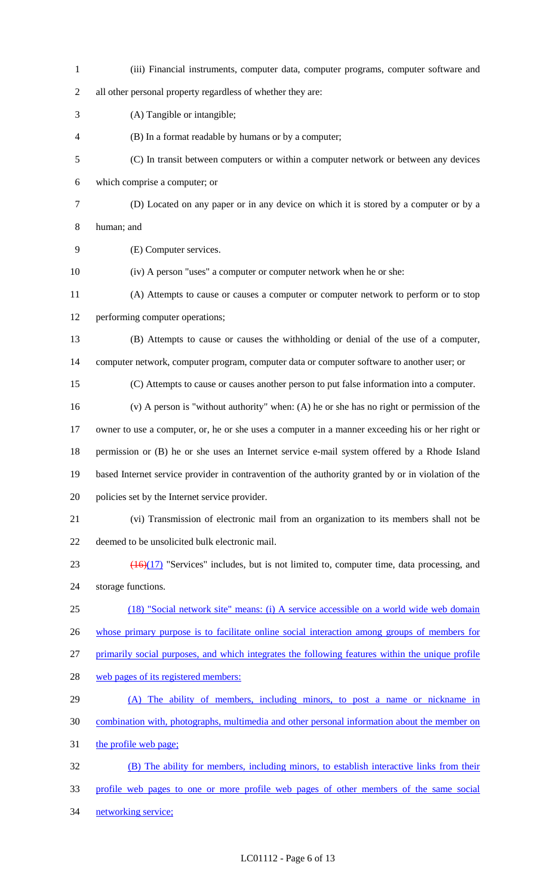(iii) Financial instruments, computer data, computer programs, computer software and all other personal property regardless of whether they are:

(A) Tangible or intangible;

(B) In a format readable by humans or by a computer;

(C) In transit between computers or within a computer network or between any devices which comprise a computer; or

(D) Located on any paper or in any device on which it is stored by a computer or by a human; and

(E) Computer services.

(iv) A person "uses" a computer or computer network when he or she:

(A) Attempts to cause or causes a computer or computer network to perform or to stop performing computer operations;

(B) Attempts to cause or causes the withholding or denial of the use of a computer, computer network, computer program, computer data or computer software to another user; or

(C) Attempts to cause or causes another person to put false information into a computer.

(v) A person is "without authority" when: (A) he or she has no right or permission of the owner to use a computer, or, he or she uses a computer in a manner exceeding his or her right or permission or (B) he or she uses an Internet service e-mail system offered by a Rhode Island based Internet service provider in contravention of the authority granted by or in violation of the policies set by the Internet service provider.

(vi) Transmission of electronic mail from an organization to its members shall not be deemed to be unsolicited bulk electronic mail.

~~(16)~~(17) "Services" includes, but is not limited to, computer time, data processing, and storage functions.

(18) "Social network site" means: (i) A service accessible on a world wide web domain whose primary purpose is to facilitate online social interaction among groups of members for primarily social purposes, and which integrates the following features within the unique profile web pages of its registered members:

(A) The ability of members, including minors, to post a name or nickname in combination with, photographs, multimedia and other personal information about the member on the profile web page;

(B) The ability for members, including minors, to establish interactive links from their profile web pages to one or more profile web pages of other members of the same social networking service;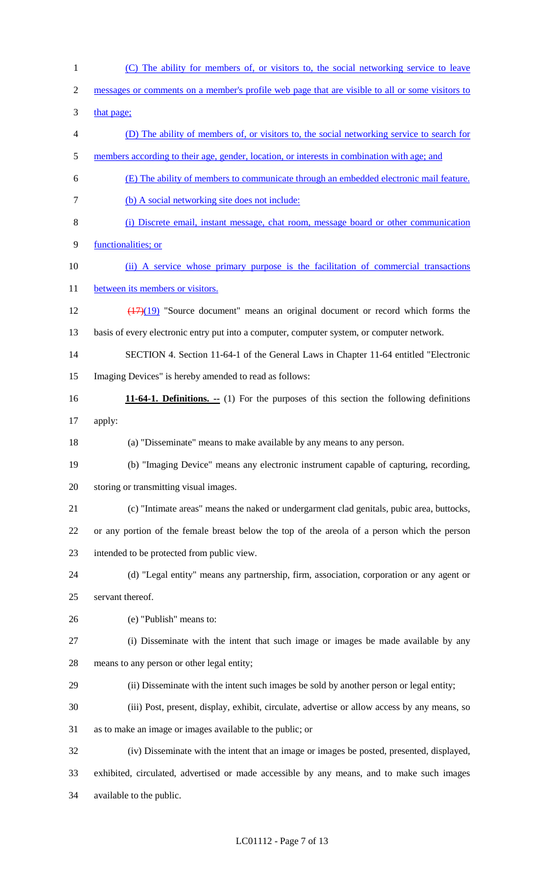(C) The ability for members of, or visitors to, the social networking service to leave messages or comments on a member's profile web page that are visible to all or some visitors to that page;

(D) The ability of members of, or visitors to, the social networking service to search for members according to their age, gender, location, or interests in combination with age; and

(E) The ability of members to communicate through an embedded electronic mail feature.

(b) A social networking site does not include:

(i) Discrete email, instant message, chat room, message board or other communication functionalities; or

(ii) A service whose primary purpose is the facilitation of commercial transactions between its members or visitors.

~~(17)~~(19) "Source document" means an original document or record which forms the basis of every electronic entry put into a computer, computer system, or computer network.

SECTION 4. Section 11-64-1 of the General Laws in Chapter 11-64 entitled "Electronic Imaging Devices" is hereby amended to read as follows:

**11-64-1. Definitions. --** (1) For the purposes of this section the following definitions apply:

(a) "Disseminate" means to make available by any means to any person.

(b) "Imaging Device" means any electronic instrument capable of capturing, recording, storing or transmitting visual images.

(c) "Intimate areas" means the naked or undergarment clad genitals, pubic area, buttocks, or any portion of the female breast below the top of the areola of a person which the person intended to be protected from public view.

(d) "Legal entity" means any partnership, firm, association, corporation or any agent or servant thereof.

(e) "Publish" means to:

(i) Disseminate with the intent that such image or images be made available by any means to any person or other legal entity;

(ii) Disseminate with the intent such images be sold by another person or legal entity;

(iii) Post, present, display, exhibit, circulate, advertise or allow access by any means, so as to make an image or images available to the public; or

(iv) Disseminate with the intent that an image or images be posted, presented, displayed, exhibited, circulated, advertised or made accessible by any means, and to make such images available to the public.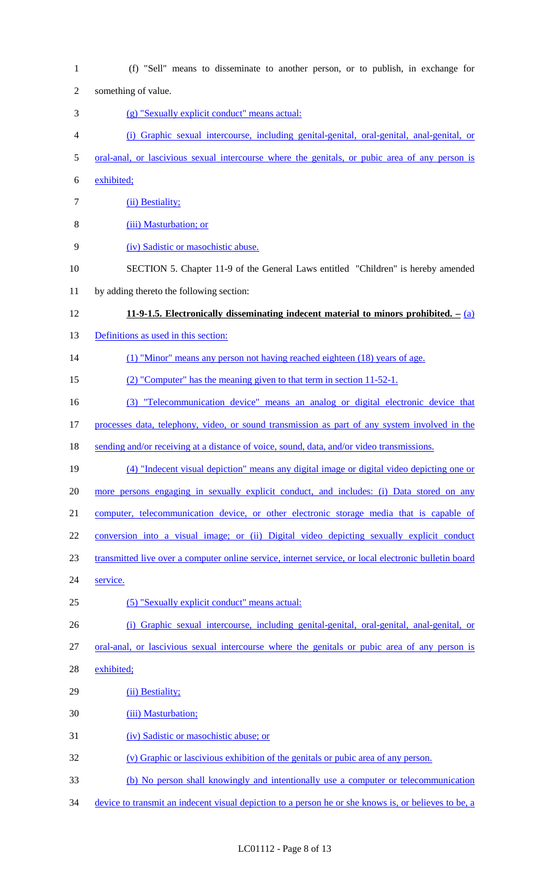(f) "Sell" means to disseminate to another person, or to publish, in exchange for something of value.

(g) "Sexually explicit conduct" means actual:

(i) Graphic sexual intercourse, including genital-genital, oral-genital, anal-genital, or oral-anal, or lascivious sexual intercourse where the genitals, or pubic area of any person is exhibited;

(ii) Bestiality;

(iii) Masturbation; or

(iv) Sadistic or masochistic abuse.

SECTION 5. Chapter 11-9 of the General Laws entitled "Children" is hereby amended by adding thereto the following section:

**11-9-1.5. Electronically disseminating indecent material to minors prohibited. –** (a) Definitions as used in this section:

(1) "Minor" means any person not having reached eighteen (18) years of age.

(2) "Computer" has the meaning given to that term in section 11-52-1.

(3) "Telecommunication device" means an analog or digital electronic device that processes data, telephony, video, or sound transmission as part of any system involved in the sending and/or receiving at a distance of voice, sound, data, and/or video transmissions.

(4) "Indecent visual depiction" means any digital image or digital video depicting one or more persons engaging in sexually explicit conduct, and includes: (i) Data stored on any computer, telecommunication device, or other electronic storage media that is capable of conversion into a visual image; or (ii) Digital video depicting sexually explicit conduct transmitted live over a computer online service, internet service, or local electronic bulletin board service.

(5) "Sexually explicit conduct" means actual:

(i) Graphic sexual intercourse, including genital-genital, oral-genital, anal-genital, or oral-anal, or lascivious sexual intercourse where the genitals or pubic area of any person is exhibited;

(ii) Bestiality;

(iii) Masturbation;

(iv) Sadistic or masochistic abuse; or

(v) Graphic or lascivious exhibition of the genitals or pubic area of any person.

(b) No person shall knowingly and intentionally use a computer or telecommunication device to transmit an indecent visual depiction to a person he or she knows is, or believes to be, a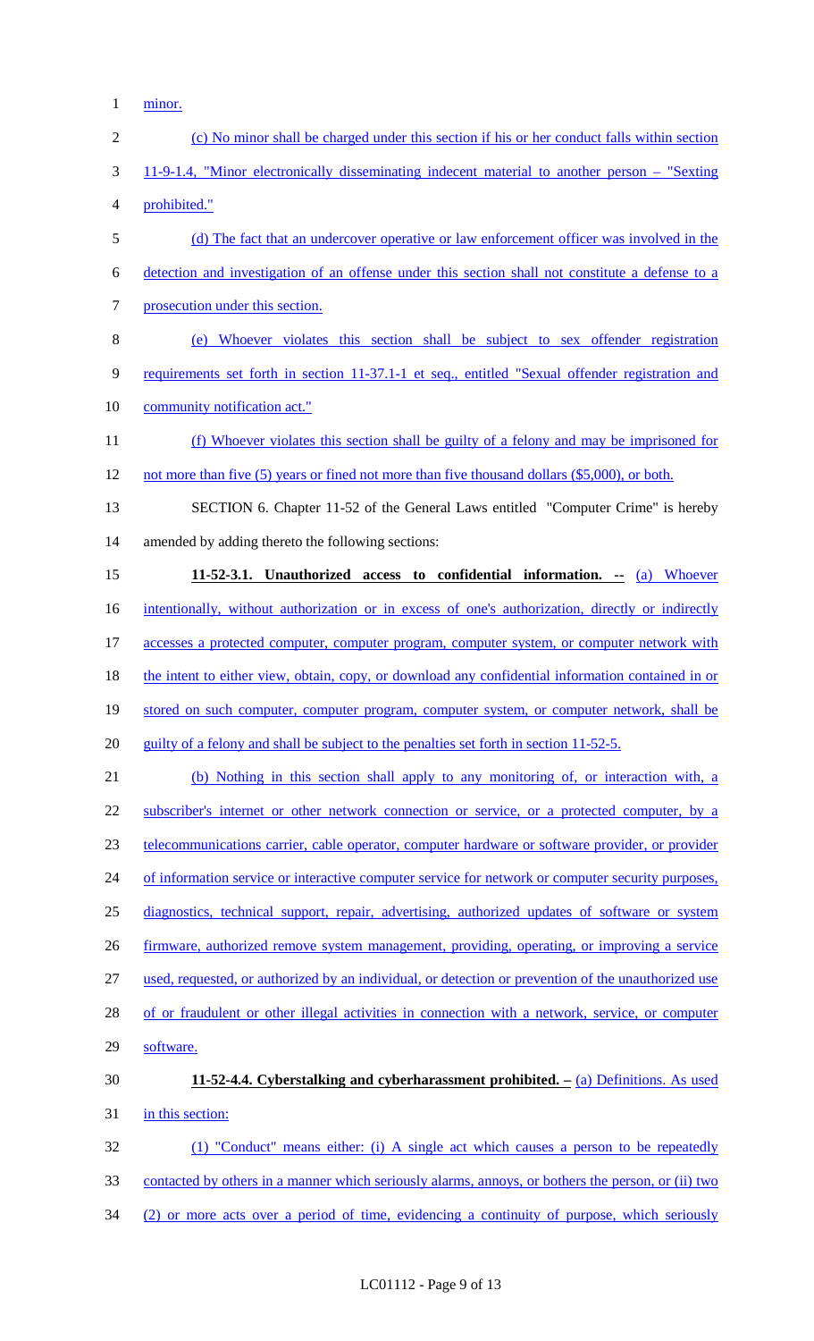minor.

(c) No minor shall be charged under this section if his or her conduct falls within section 11-9-1.4, "Minor electronically disseminating indecent material to another person – "Sexting prohibited."

(d) The fact that an undercover operative or law enforcement officer was involved in the detection and investigation of an offense under this section shall not constitute a defense to a prosecution under this section.

(e) Whoever violates this section shall be subject to sex offender registration requirements set forth in section 11-37.1-1 et seq., entitled "Sexual offender registration and community notification act."

(f) Whoever violates this section shall be guilty of a felony and may be imprisoned for not more than five (5) years or fined not more than five thousand dollars ($5,000), or both.

SECTION 6. Chapter 11-52 of the General Laws entitled "Computer Crime" is hereby amended by adding thereto the following sections:

**11-52-3.1. Unauthorized access to confidential information. --** (a) Whoever intentionally, without authorization or in excess of one's authorization, directly or indirectly accesses a protected computer, computer program, computer system, or computer network with the intent to either view, obtain, copy, or download any confidential information contained in or stored on such computer, computer program, computer system, or computer network, shall be guilty of a felony and shall be subject to the penalties set forth in section 11-52-5.

(b) Nothing in this section shall apply to any monitoring of, or interaction with, a subscriber's internet or other network connection or service, or a protected computer, by a telecommunications carrier, cable operator, computer hardware or software provider, or provider of information service or interactive computer service for network or computer security purposes, diagnostics, technical support, repair, advertising, authorized updates of software or system firmware, authorized remove system management, providing, operating, or improving a service used, requested, or authorized by an individual, or detection or prevention of the unauthorized use of or fraudulent or other illegal activities in connection with a network, service, or computer software.

**11-52-4.4. Cyberstalking and cyberharassment prohibited. –** (a) Definitions. As used in this section:

(1) "Conduct" means either: (i) A single act which causes a person to be repeatedly contacted by others in a manner which seriously alarms, annoys, or bothers the person, or (ii) two (2) or more acts over a period of time, evidencing a continuity of purpose, which seriously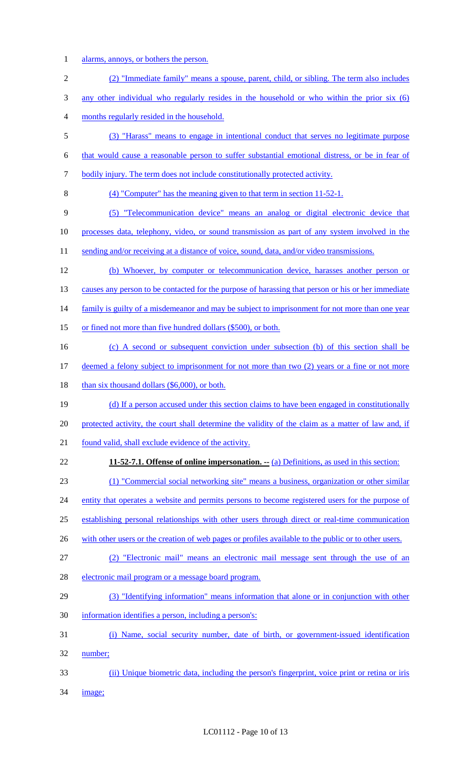alarms, annoys, or bothers the person.

(2) "Immediate family" means a spouse, parent, child, or sibling. The term also includes any other individual who regularly resides in the household or who within the prior six (6) months regularly resided in the household.

(3) "Harass" means to engage in intentional conduct that serves no legitimate purpose that would cause a reasonable person to suffer substantial emotional distress, or be in fear of bodily injury. The term does not include constitutionally protected activity.

(4) "Computer" has the meaning given to that term in section 11-52-1.

(5) "Telecommunication device" means an analog or digital electronic device that processes data, telephony, video, or sound transmission as part of any system involved in the sending and/or receiving at a distance of voice, sound, data, and/or video transmissions.

(b) Whoever, by computer or telecommunication device, harasses another person or causes any person to be contacted for the purpose of harassing that person or his or her immediate family is guilty of a misdemeanor and may be subject to imprisonment for not more than one year or fined not more than five hundred dollars ($500), or both.

(c) A second or subsequent conviction under subsection (b) of this section shall be deemed a felony subject to imprisonment for not more than two (2) years or a fine or not more than six thousand dollars ($6,000), or both.

(d) If a person accused under this section claims to have been engaged in constitutionally protected activity, the court shall determine the validity of the claim as a matter of law and, if found valid, shall exclude evidence of the activity.

**11-52-7.1. Offense of online impersonation. --** (a) Definitions, as used in this section:

(1) "Commercial social networking site" means a business, organization or other similar entity that operates a website and permits persons to become registered users for the purpose of establishing personal relationships with other users through direct or real-time communication with other users or the creation of web pages or profiles available to the public or to other users.

(2) "Electronic mail" means an electronic mail message sent through the use of an electronic mail program or a message board program.

(3) "Identifying information" means information that alone or in conjunction with other information identifies a person, including a person's:

(i) Name, social security number, date of birth, or government-issued identification number;

(ii) Unique biometric data, including the person's fingerprint, voice print or retina or iris image;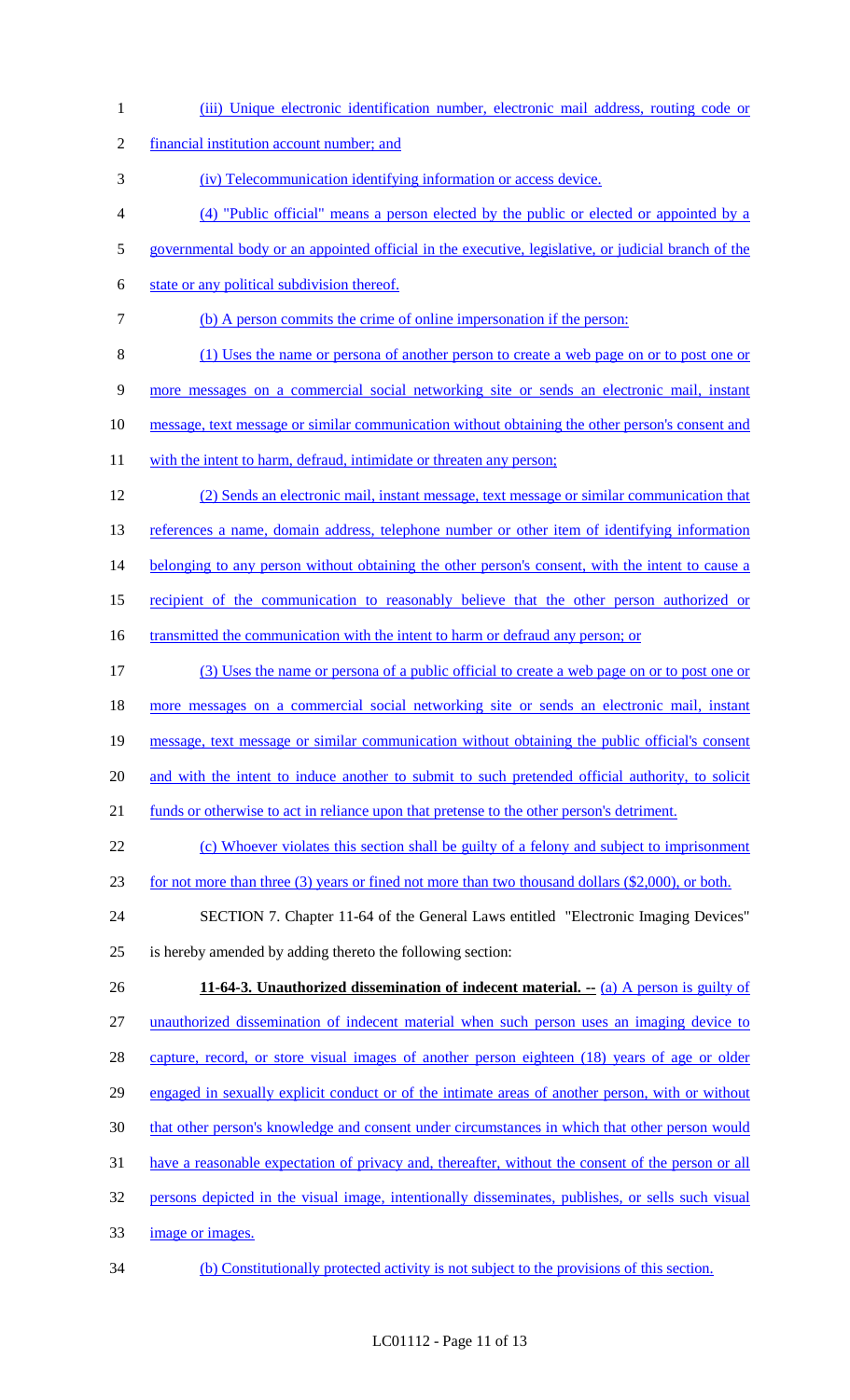(iii) Unique electronic identification number, electronic mail address, routing code or financial institution account number; and

(iv) Telecommunication identifying information or access device.

(4) "Public official" means a person elected by the public or elected or appointed by a governmental body or an appointed official in the executive, legislative, or judicial branch of the state or any political subdivision thereof.

(b) A person commits the crime of online impersonation if the person:

(1) Uses the name or persona of another person to create a web page on or to post one or more messages on a commercial social networking site or sends an electronic mail, instant message, text message or similar communication without obtaining the other person's consent and with the intent to harm, defraud, intimidate or threaten any person;

(2) Sends an electronic mail, instant message, text message or similar communication that references a name, domain address, telephone number or other item of identifying information belonging to any person without obtaining the other person's consent, with the intent to cause a recipient of the communication to reasonably believe that the other person authorized or transmitted the communication with the intent to harm or defraud any person; or

(3) Uses the name or persona of a public official to create a web page on or to post one or more messages on a commercial social networking site or sends an electronic mail, instant message, text message or similar communication without obtaining the public official's consent and with the intent to induce another to submit to such pretended official authority, to solicit funds or otherwise to act in reliance upon that pretense to the other person's detriment.

(c) Whoever violates this section shall be guilty of a felony and subject to imprisonment for not more than three (3) years or fined not more than two thousand dollars ($2,000), or both.

SECTION 7. Chapter 11-64 of the General Laws entitled "Electronic Imaging Devices" is hereby amended by adding thereto the following section:

**11-64-3. Unauthorized dissemination of indecent material. --** (a) A person is guilty of unauthorized dissemination of indecent material when such person uses an imaging device to capture, record, or store visual images of another person eighteen (18) years of age or older engaged in sexually explicit conduct or of the intimate areas of another person, with or without that other person's knowledge and consent under circumstances in which that other person would have a reasonable expectation of privacy and, thereafter, without the consent of the person or all persons depicted in the visual image, intentionally disseminates, publishes, or sells such visual image or images.

(b) Constitutionally protected activity is not subject to the provisions of this section.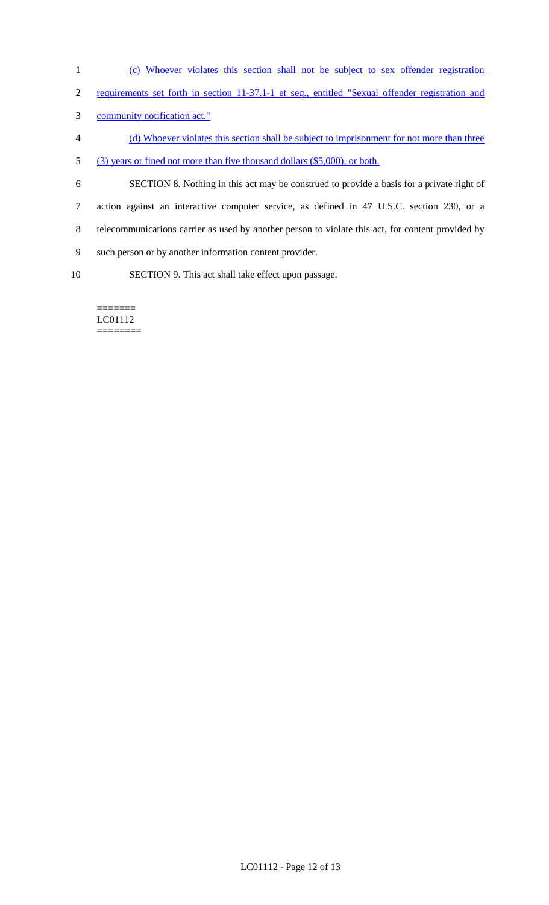(c) Whoever violates this section shall not be subject to sex offender registration requirements set forth in section 11-37.1-1 et seq., entitled "Sexual offender registration and community notification act."

(d) Whoever violates this section shall be subject to imprisonment for not more than three (3) years or fined not more than five thousand dollars ($5,000), or both.

SECTION 8. Nothing in this act may be construed to provide a basis for a private right of action against an interactive computer service, as defined in 47 U.S.C. section 230, or a telecommunications carrier as used by another person to violate this act, for content provided by such person or by another information content provider.

SECTION 9. This act shall take effect upon passage.

=======
LC01112
========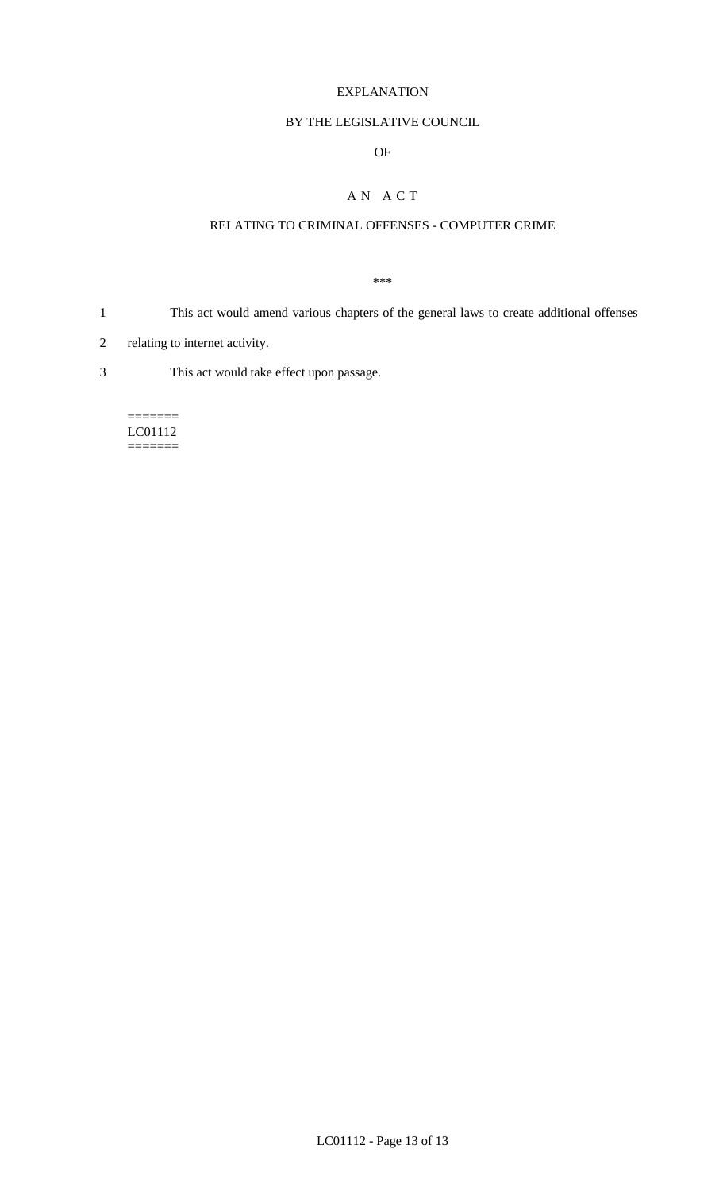EXPLANATION

BY THE LEGISLATIVE COUNCIL

OF

A N A C T

RELATING TO CRIMINAL OFFENSES - COMPUTER CRIME

\*\*\*

1 This act would amend various chapters of the general laws to create additional offenses

2 relating to internet activity.

3 This act would take effect upon passage.

=======
LC01112
=======